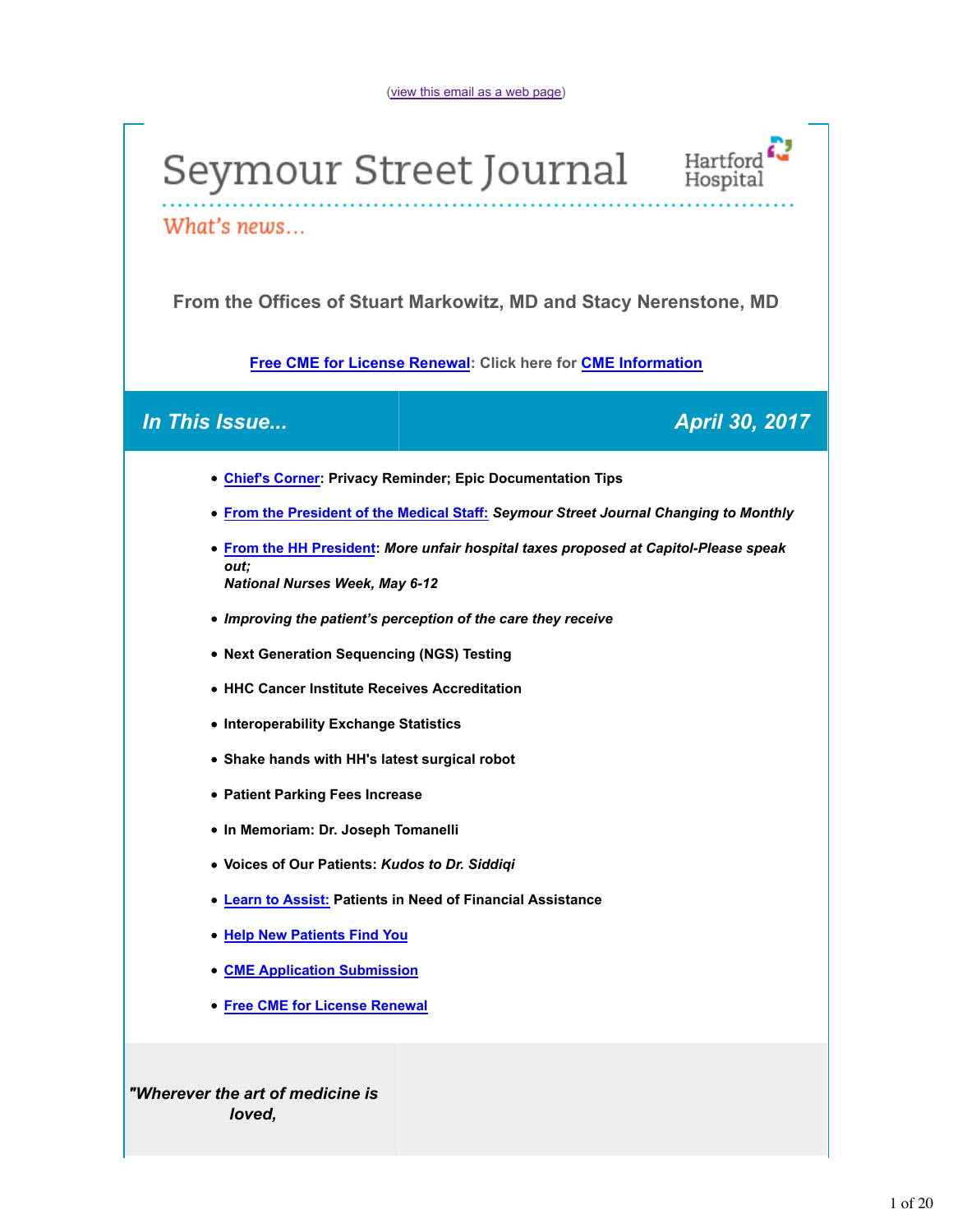(view this email as a web page)

# Seymour Street Journal

Hartford Hospital

*What's news...*

### From the Offices of Stuart Markowitz, MD and Stacy Nerenstone, MD

**Free CME for License Renewal: Click here for CME Information**

## *In This Issue...* — *April 30, 2017*

- **Chief's Corner: Privacy Reminder; Epic Documentation Tips**
- **From the President of the Medical Staff:** ***Seymour Street Journal Changing to Monthly***
- **From the HH President:** ***More unfair hospital taxes proposed at Capitol-Please speak out; National Nurses Week, May 6-12***
- ***Improving the patient's perception of the care they receive***
- **Next Generation Sequencing (NGS) Testing**
- **HHC Cancer Institute Receives Accreditation**
- **Interoperability Exchange Statistics**
- **Shake hands with HH's latest surgical robot**
- **Patient Parking Fees Increase**
- **In Memoriam: Dr. Joseph Tomanelli**
- **Voices of Our Patients:** ***Kudos to Dr. Siddiqi***
- **Learn to Assist: Patients in Need of Financial Assistance**
- **Help New Patients Find You**
- **CME Application Submission**
- **Free CME for License Renewal**

***"Wherever the art of medicine is loved,***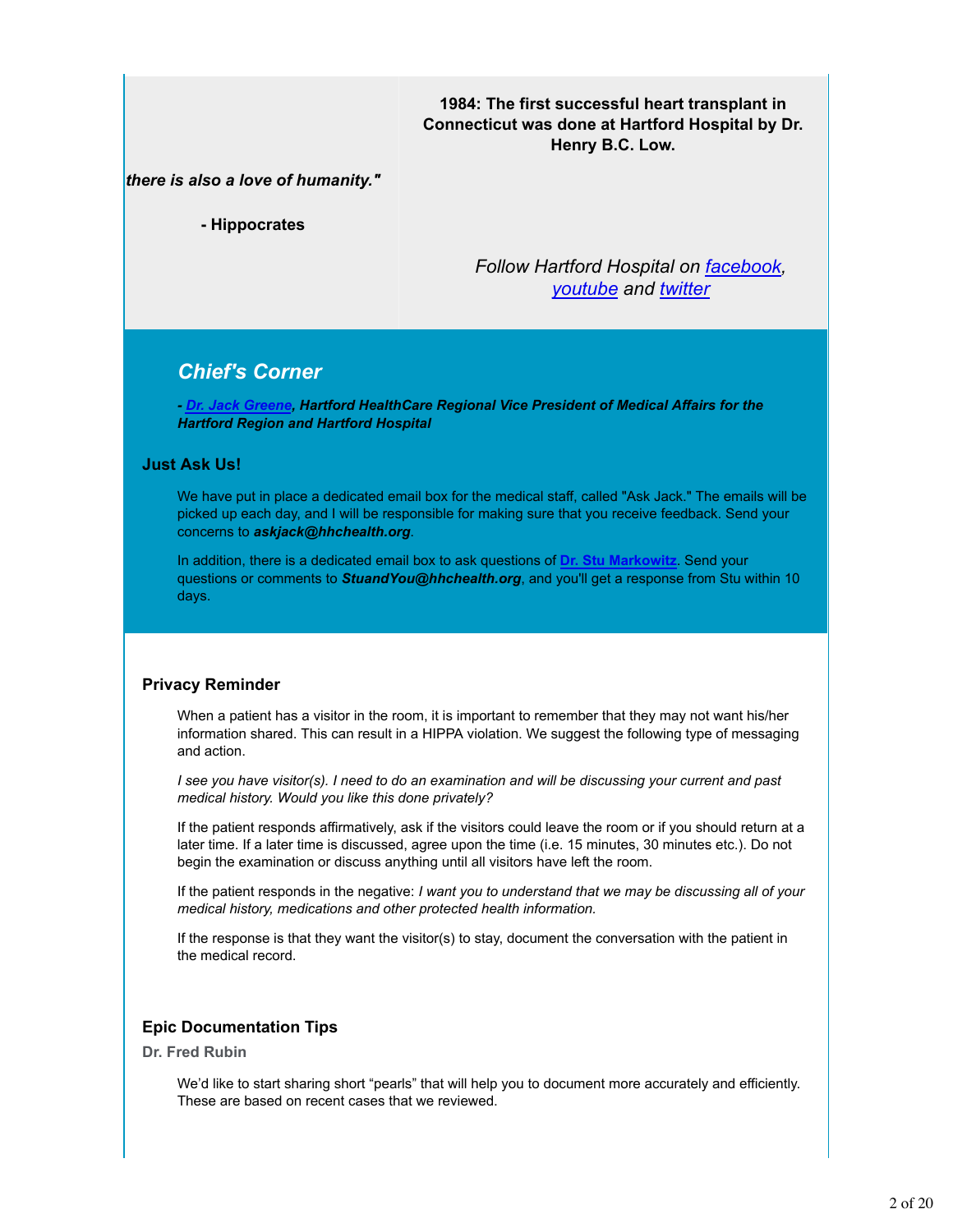*there is also a love of humanity."*

**- Hippocrates**

**1984: The first successful heart transplant in Connecticut was done at Hartford Hospital by Dr. Henry B.C. Low.**

*Follow Hartford Hospital on facebook, youtube and twitter*

## *Chief's Corner*

***- Dr. Jack Greene, Hartford HealthCare Regional Vice President of Medical Affairs for the Hartford Region and Hartford Hospital***

### Just Ask Us!

We have put in place a dedicated email box for the medical staff, called "Ask Jack." The emails will be picked up each day, and I will be responsible for making sure that you receive feedback. Send your concerns to ***askjack@hhchealth.org***.

In addition, there is a dedicated email box to ask questions of **Dr. Stu Markowitz**. Send your questions or comments to ***StuandYou@hhchealth.org***, and you'll get a response from Stu within 10 days.

### Privacy Reminder

When a patient has a visitor in the room, it is important to remember that they may not want his/her information shared. This can result in a HIPPA violation. We suggest the following type of messaging and action.

*I see you have visitor(s). I need to do an examination and will be discussing your current and past medical history. Would you like this done privately?*

If the patient responds affirmatively, ask if the visitors could leave the room or if you should return at a later time. If a later time is discussed, agree upon the time (i.e. 15 minutes, 30 minutes etc.). Do not begin the examination or discuss anything until all visitors have left the room.

If the patient responds in the negative: *I want you to understand that we may be discussing all of your medical history, medications and other protected health information.*

If the response is that they want the visitor(s) to stay, document the conversation with the patient in the medical record.

### Epic Documentation Tips

**Dr. Fred Rubin**

We'd like to start sharing short "pearls" that will help you to document more accurately and efficiently. These are based on recent cases that we reviewed.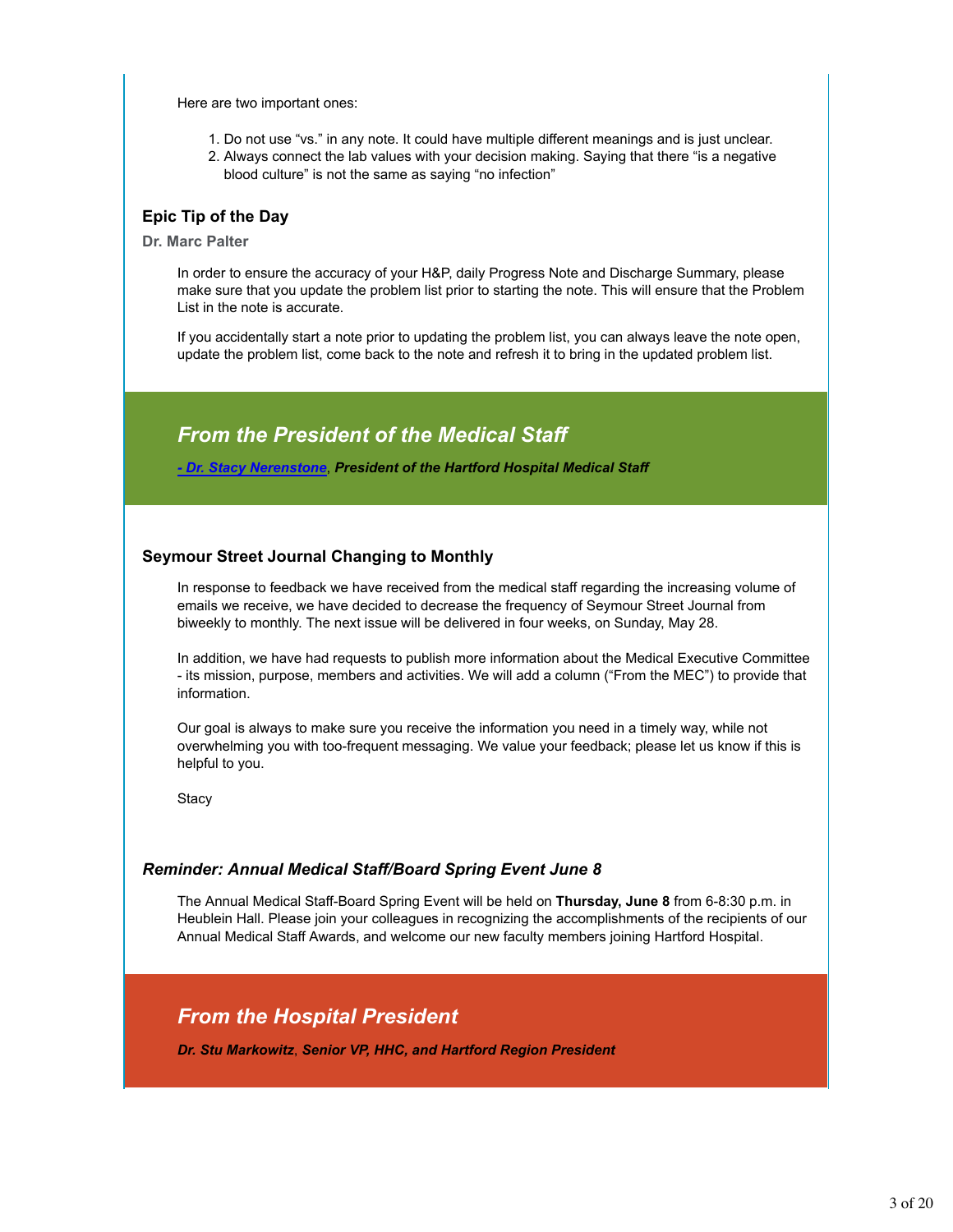Here are two important ones:

1. Do not use “vs.” in any note. It could have multiple different meanings and is just unclear.
2. Always connect the lab values with your decision making. Saying that there “is a negative blood culture” is not the same as saying “no infection”

### Epic Tip of the Day

**Dr. Marc Palter**

In order to ensure the accuracy of your H&P, daily Progress Note and Discharge Summary, please make sure that you update the problem list prior to starting the note. This will ensure that the Problem List in the note is accurate.

If you accidentally start a note prior to updating the problem list, you can always leave the note open, update the problem list, come back to the note and refresh it to bring in the updated problem list.

## *From the President of the Medical Staff*

***- Dr. Stacy Nerenstone, President of the Hartford Hospital Medical Staff***

### Seymour Street Journal Changing to Monthly

In response to feedback we have received from the medical staff regarding the increasing volume of emails we receive, we have decided to decrease the frequency of Seymour Street Journal from biweekly to monthly. The next issue will be delivered in four weeks, on Sunday, May 28.

In addition, we have had requests to publish more information about the Medical Executive Committee - its mission, purpose, members and activities. We will add a column (“From the MEC”) to provide that information.

Our goal is always to make sure you receive the information you need in a timely way, while not overwhelming you with too-frequent messaging. We value your feedback; please let us know if this is helpful to you.

Stacy

### *Reminder: Annual Medical Staff/Board Spring Event June 8*

The Annual Medical Staff-Board Spring Event will be held on **Thursday, June 8** from 6-8:30 p.m. in Heublein Hall. Please join your colleagues in recognizing the accomplishments of the recipients of our Annual Medical Staff Awards, and welcome our new faculty members joining Hartford Hospital.

## *From the Hospital President*

***Dr. Stu Markowitz, Senior VP, HHC, and Hartford Region President***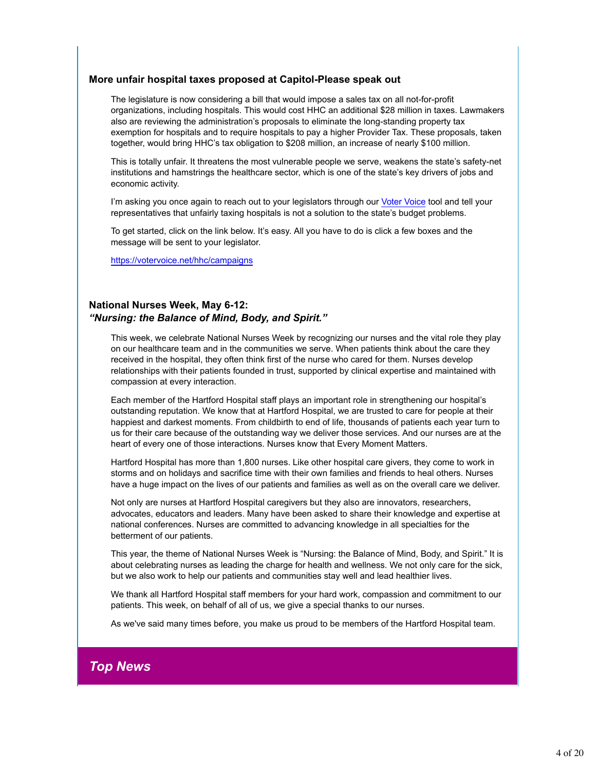### More unfair hospital taxes proposed at Capitol-Please speak out

The legislature is now considering a bill that would impose a sales tax on all not-for-profit organizations, including hospitals. This would cost HHC an additional $28 million in taxes. Lawmakers also are reviewing the administration's proposals to eliminate the long-standing property tax exemption for hospitals and to require hospitals to pay a higher Provider Tax. These proposals, taken together, would bring HHC's tax obligation to $208 million, an increase of nearly $100 million.

This is totally unfair. It threatens the most vulnerable people we serve, weakens the state's safety-net institutions and hamstrings the healthcare sector, which is one of the state's key drivers of jobs and economic activity.

I'm asking you once again to reach out to your legislators through our Voter Voice tool and tell your representatives that unfairly taxing hospitals is not a solution to the state's budget problems.

To get started, click on the link below. It's easy. All you have to do is click a few boxes and the message will be sent to your legislator.

https://votervoice.net/hhc/campaigns

### National Nurses Week, May 6-12:
### *"Nursing: the Balance of Mind, Body, and Spirit."*

This week, we celebrate National Nurses Week by recognizing our nurses and the vital role they play on our healthcare team and in the communities we serve. When patients think about the care they received in the hospital, they often think first of the nurse who cared for them. Nurses develop relationships with their patients founded in trust, supported by clinical expertise and maintained with compassion at every interaction.

Each member of the Hartford Hospital staff plays an important role in strengthening our hospital's outstanding reputation. We know that at Hartford Hospital, we are trusted to care for people at their happiest and darkest moments. From childbirth to end of life, thousands of patients each year turn to us for their care because of the outstanding way we deliver those services. And our nurses are at the heart of every one of those interactions. Nurses know that Every Moment Matters.

Hartford Hospital has more than 1,800 nurses. Like other hospital care givers, they come to work in storms and on holidays and sacrifice time with their own families and friends to heal others. Nurses have a huge impact on the lives of our patients and families as well as on the overall care we deliver.

Not only are nurses at Hartford Hospital caregivers but they also are innovators, researchers, advocates, educators and leaders. Many have been asked to share their knowledge and expertise at national conferences. Nurses are committed to advancing knowledge in all specialties for the betterment of our patients.

This year, the theme of National Nurses Week is "Nursing: the Balance of Mind, Body, and Spirit." It is about celebrating nurses as leading the charge for health and wellness. We not only care for the sick, but we also work to help our patients and communities stay well and lead healthier lives.

We thank all Hartford Hospital staff members for your hard work, compassion and commitment to our patients. This week, on behalf of all of us, we give a special thanks to our nurses.

As we've said many times before, you make us proud to be members of the Hartford Hospital team.

## *Top News*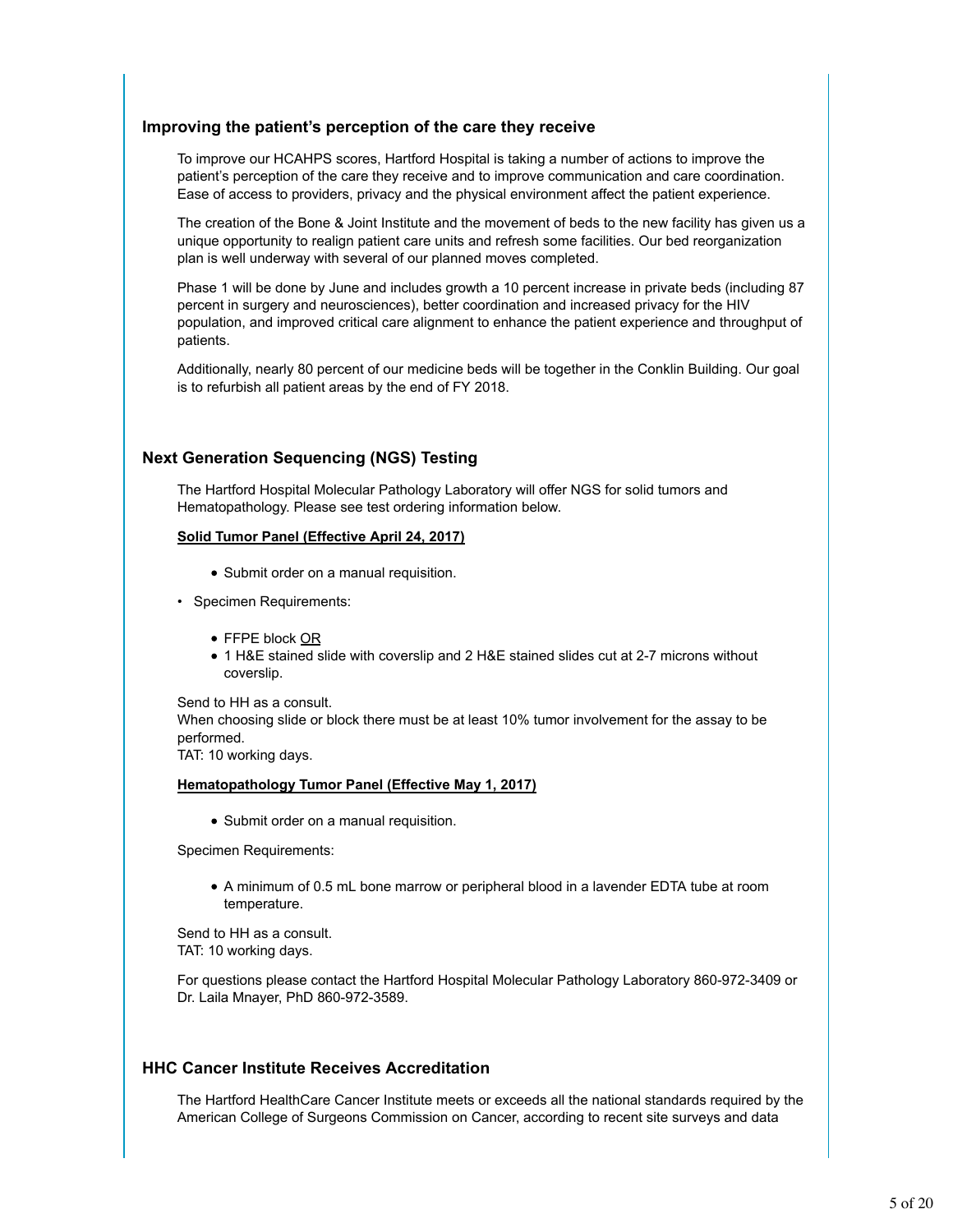## Improving the patient's perception of the care they receive

To improve our HCAHPS scores, Hartford Hospital is taking a number of actions to improve the patient's perception of the care they receive and to improve communication and care coordination. Ease of access to providers, privacy and the physical environment affect the patient experience.

The creation of the Bone & Joint Institute and the movement of beds to the new facility has given us a unique opportunity to realign patient care units and refresh some facilities. Our bed reorganization plan is well underway with several of our planned moves completed.

Phase 1 will be done by June and includes growth a 10 percent increase in private beds (including 87 percent in surgery and neurosciences), better coordination and increased privacy for the HIV population, and improved critical care alignment to enhance the patient experience and throughput of patients.

Additionally, nearly 80 percent of our medicine beds will be together in the Conklin Building. Our goal is to refurbish all patient areas by the end of FY 2018.

## Next Generation Sequencing (NGS) Testing

The Hartford Hospital Molecular Pathology Laboratory will offer NGS for solid tumors and Hematopathology. Please see test ordering information below.

**Solid Tumor Panel (Effective April 24, 2017)**

- Submit order on a manual requisition.

- Specimen Requirements:
  - FFPE block OR
  - 1 H&E stained slide with coverslip and 2 H&E stained slides cut at 2-7 microns without coverslip.

Send to HH as a consult.
When choosing slide or block there must be at least 10% tumor involvement for the assay to be performed.
TAT: 10 working days.

**Hematopathology Tumor Panel (Effective May 1, 2017)**

- Submit order on a manual requisition.

Specimen Requirements:

- A minimum of 0.5 mL bone marrow or peripheral blood in a lavender EDTA tube at room temperature.

Send to HH as a consult.
TAT: 10 working days.

For questions please contact the Hartford Hospital Molecular Pathology Laboratory 860-972-3409 or Dr. Laila Mnayer, PhD 860-972-3589.

## HHC Cancer Institute Receives Accreditation

The Hartford HealthCare Cancer Institute meets or exceeds all the national standards required by the American College of Surgeons Commission on Cancer, according to recent site surveys and data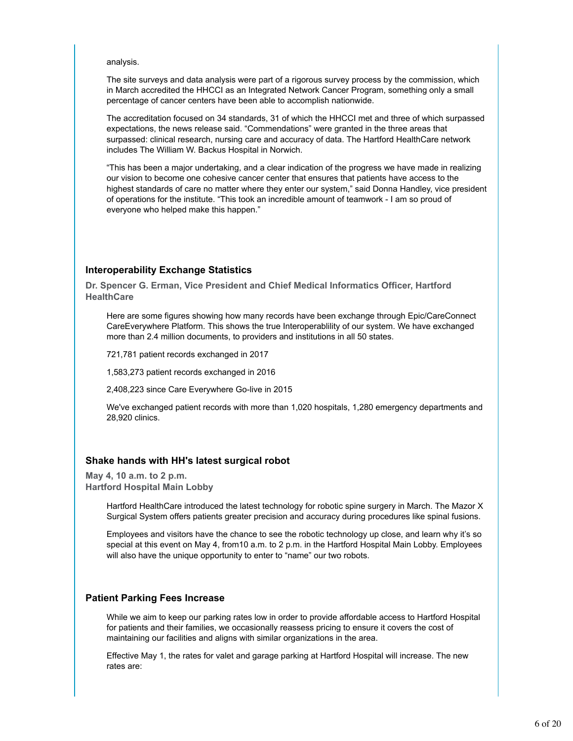analysis.

The site surveys and data analysis were part of a rigorous survey process by the commission, which in March accredited the HHCCI as an Integrated Network Cancer Program, something only a small percentage of cancer centers have been able to accomplish nationwide.

The accreditation focused on 34 standards, 31 of which the HHCCI met and three of which surpassed expectations, the news release said. "Commendations" were granted in the three areas that surpassed: clinical research, nursing care and accuracy of data. The Hartford HealthCare network includes The William W. Backus Hospital in Norwich.

"This has been a major undertaking, and a clear indication of the progress we have made in realizing our vision to become one cohesive cancer center that ensures that patients have access to the highest standards of care no matter where they enter our system," said Donna Handley, vice president of operations for the institute. "This took an incredible amount of teamwork - I am so proud of everyone who helped make this happen."

### Interoperability Exchange Statistics

**Dr. Spencer G. Erman, Vice President and Chief Medical Informatics Officer, Hartford HealthCare**

Here are some figures showing how many records have been exchange through Epic/CareConnect CareEverywhere Platform. This shows the true Interoperablility of our system. We have exchanged more than 2.4 million documents, to providers and institutions in all 50 states.

721,781 patient records exchanged in 2017

1,583,273 patient records exchanged in 2016

2,408,223 since Care Everywhere Go-live in 2015

We've exchanged patient records with more than 1,020 hospitals, 1,280 emergency departments and 28,920 clinics.

### Shake hands with HH's latest surgical robot

**May 4, 10 a.m. to 2 p.m.**
**Hartford Hospital Main Lobby**

Hartford HealthCare introduced the latest technology for robotic spine surgery in March. The Mazor X Surgical System offers patients greater precision and accuracy during procedures like spinal fusions.

Employees and visitors have the chance to see the robotic technology up close, and learn why it's so special at this event on May 4, from10 a.m. to 2 p.m. in the Hartford Hospital Main Lobby. Employees will also have the unique opportunity to enter to "name" our two robots.

### Patient Parking Fees Increase

While we aim to keep our parking rates low in order to provide affordable access to Hartford Hospital for patients and their families, we occasionally reassess pricing to ensure it covers the cost of maintaining our facilities and aligns with similar organizations in the area.

Effective May 1, the rates for valet and garage parking at Hartford Hospital will increase. The new rates are: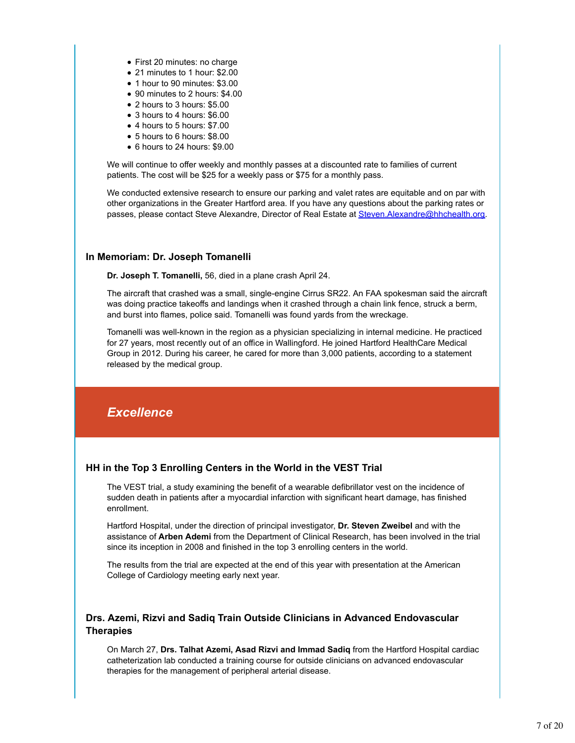- First 20 minutes: no charge
- 21 minutes to 1 hour: $2.00
- 1 hour to 90 minutes: $3.00
- 90 minutes to 2 hours: $4.00
- 2 hours to 3 hours: $5.00
- 3 hours to 4 hours: $6.00
- 4 hours to 5 hours: $7.00
- 5 hours to 6 hours: $8.00
- 6 hours to 24 hours: $9.00

We will continue to offer weekly and monthly passes at a discounted rate to families of current patients. The cost will be $25 for a weekly pass or $75 for a monthly pass.

We conducted extensive research to ensure our parking and valet rates are equitable and on par with other organizations in the Greater Hartford area. If you have any questions about the parking rates or passes, please contact Steve Alexandre, Director of Real Estate at Steven.Alexandre@hhchealth.org.

### In Memoriam: Dr. Joseph Tomanelli

**Dr. Joseph T. Tomanelli,** 56, died in a plane crash April 24.

The aircraft that crashed was a small, single-engine Cirrus SR22. An FAA spokesman said the aircraft was doing practice takeoffs and landings when it crashed through a chain link fence, struck a berm, and burst into flames, police said. Tomanelli was found yards from the wreckage.

Tomanelli was well-known in the region as a physician specializing in internal medicine. He practiced for 27 years, most recently out of an office in Wallingford. He joined Hartford HealthCare Medical Group in 2012. During his career, he cared for more than 3,000 patients, according to a statement released by the medical group.

## *Excellence*

### HH in the Top 3 Enrolling Centers in the World in the VEST Trial

The VEST trial, a study examining the benefit of a wearable defibrillator vest on the incidence of sudden death in patients after a myocardial infarction with significant heart damage, has finished enrollment.

Hartford Hospital, under the direction of principal investigator, **Dr. Steven Zweibel** and with the assistance of **Arben Ademi** from the Department of Clinical Research, has been involved in the trial since its inception in 2008 and finished in the top 3 enrolling centers in the world.

The results from the trial are expected at the end of this year with presentation at the American College of Cardiology meeting early next year.

### Drs. Azemi, Rizvi and Sadiq Train Outside Clinicians in Advanced Endovascular Therapies

On March 27, **Drs. Talhat Azemi, Asad Rizvi and Immad Sadiq** from the Hartford Hospital cardiac catheterization lab conducted a training course for outside clinicians on advanced endovascular therapies for the management of peripheral arterial disease.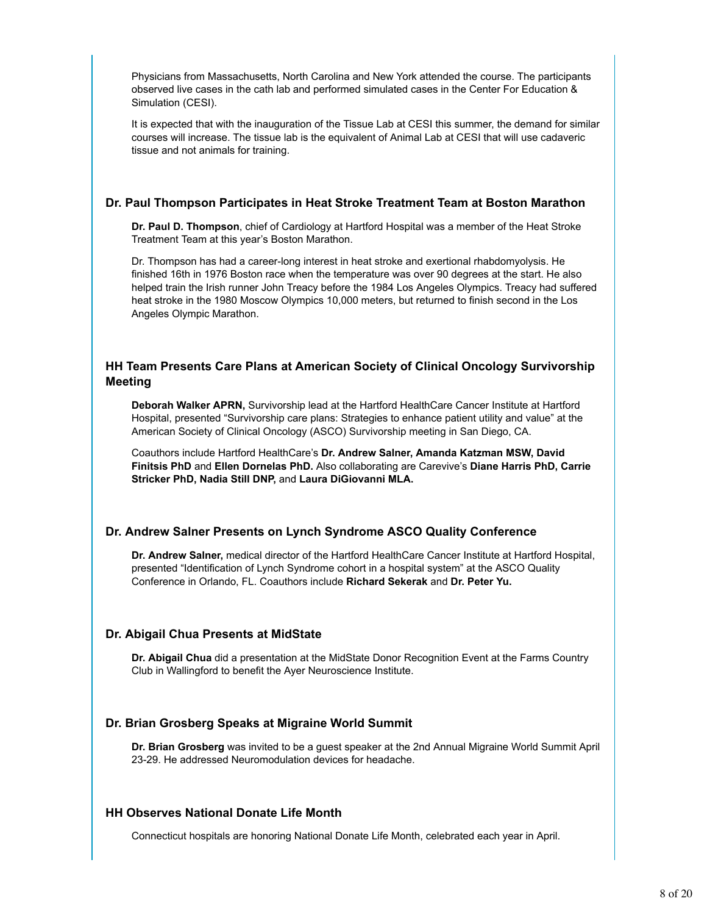Physicians from Massachusetts, North Carolina and New York attended the course. The participants observed live cases in the cath lab and performed simulated cases in the Center For Education & Simulation (CESI).

It is expected that with the inauguration of the Tissue Lab at CESI this summer, the demand for similar courses will increase. The tissue lab is the equivalent of Animal Lab at CESI that will use cadaveric tissue and not animals for training.

### Dr. Paul Thompson Participates in Heat Stroke Treatment Team at Boston Marathon

**Dr. Paul D. Thompson**, chief of Cardiology at Hartford Hospital was a member of the Heat Stroke Treatment Team at this year's Boston Marathon.

Dr. Thompson has had a career-long interest in heat stroke and exertional rhabdomyolysis. He finished 16th in 1976 Boston race when the temperature was over 90 degrees at the start. He also helped train the Irish runner John Treacy before the 1984 Los Angeles Olympics. Treacy had suffered heat stroke in the 1980 Moscow Olympics 10,000 meters, but returned to finish second in the Los Angeles Olympic Marathon.

### HH Team Presents Care Plans at American Society of Clinical Oncology Survivorship Meeting

**Deborah Walker APRN,** Survivorship lead at the Hartford HealthCare Cancer Institute at Hartford Hospital, presented "Survivorship care plans: Strategies to enhance patient utility and value" at the American Society of Clinical Oncology (ASCO) Survivorship meeting in San Diego, CA.

Coauthors include Hartford HealthCare's **Dr. Andrew Salner, Amanda Katzman MSW, David Finitsis PhD** and **Ellen Dornelas PhD.** Also collaborating are Carevive's **Diane Harris PhD, Carrie Stricker PhD, Nadia Still DNP,** and **Laura DiGiovanni MLA.**

### Dr. Andrew Salner Presents on Lynch Syndrome ASCO Quality Conference

**Dr. Andrew Salner,** medical director of the Hartford HealthCare Cancer Institute at Hartford Hospital, presented "Identification of Lynch Syndrome cohort in a hospital system" at the ASCO Quality Conference in Orlando, FL. Coauthors include **Richard Sekerak** and **Dr. Peter Yu.**

### Dr. Abigail Chua Presents at MidState

**Dr. Abigail Chua** did a presentation at the MidState Donor Recognition Event at the Farms Country Club in Wallingford to benefit the Ayer Neuroscience Institute.

### Dr. Brian Grosberg Speaks at Migraine World Summit

**Dr. Brian Grosberg** was invited to be a guest speaker at the 2nd Annual Migraine World Summit April 23-29. He addressed Neuromodulation devices for headache.

### HH Observes National Donate Life Month

Connecticut hospitals are honoring National Donate Life Month, celebrated each year in April.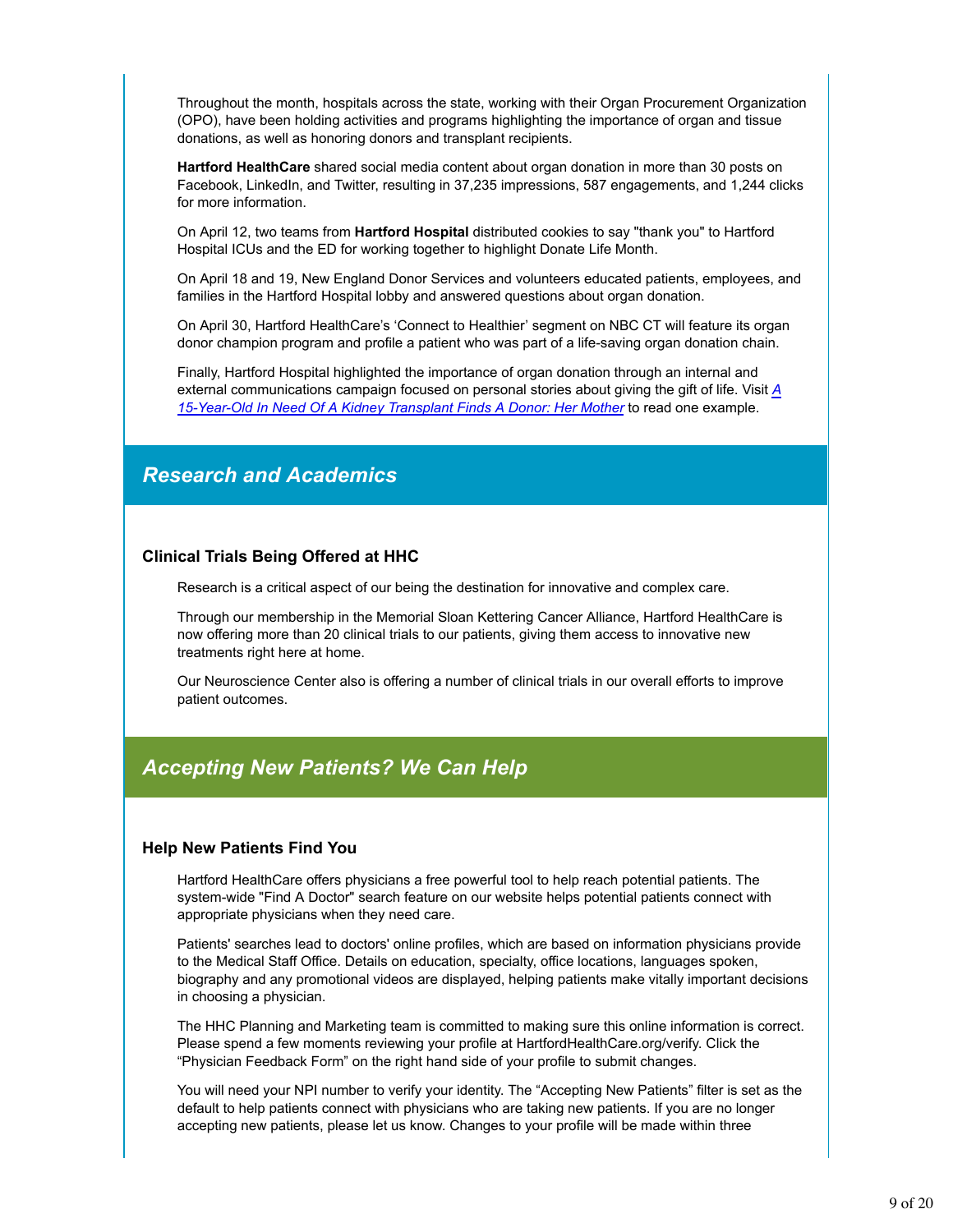Throughout the month, hospitals across the state, working with their Organ Procurement Organization (OPO), have been holding activities and programs highlighting the importance of organ and tissue donations, as well as honoring donors and transplant recipients.

**Hartford HealthCare** shared social media content about organ donation in more than 30 posts on Facebook, LinkedIn, and Twitter, resulting in 37,235 impressions, 587 engagements, and 1,244 clicks for more information.

On April 12, two teams from **Hartford Hospital** distributed cookies to say "thank you" to Hartford Hospital ICUs and the ED for working together to highlight Donate Life Month.

On April 18 and 19, New England Donor Services and volunteers educated patients, employees, and families in the Hartford Hospital lobby and answered questions about organ donation.

On April 30, Hartford HealthCare's 'Connect to Healthier' segment on NBC CT will feature its organ donor champion program and profile a patient who was part of a life-saving organ donation chain.

Finally, Hartford Hospital highlighted the importance of organ donation through an internal and external communications campaign focused on personal stories about giving the gift of life. Visit *A 15-Year-Old In Need Of A Kidney Transplant Finds A Donor: Her Mother* to read one example.

## *Research and Academics*

### Clinical Trials Being Offered at HHC

Research is a critical aspect of our being the destination for innovative and complex care.

Through our membership in the Memorial Sloan Kettering Cancer Alliance, Hartford HealthCare is now offering more than 20 clinical trials to our patients, giving them access to innovative new treatments right here at home.

Our Neuroscience Center also is offering a number of clinical trials in our overall efforts to improve patient outcomes.

## *Accepting New Patients? We Can Help*

### Help New Patients Find You

Hartford HealthCare offers physicians a free powerful tool to help reach potential patients. The system-wide "Find A Doctor" search feature on our website helps potential patients connect with appropriate physicians when they need care.

Patients' searches lead to doctors' online profiles, which are based on information physicians provide to the Medical Staff Office. Details on education, specialty, office locations, languages spoken, biography and any promotional videos are displayed, helping patients make vitally important decisions in choosing a physician.

The HHC Planning and Marketing team is committed to making sure this online information is correct. Please spend a few moments reviewing your profile at HartfordHealthCare.org/verify. Click the "Physician Feedback Form" on the right hand side of your profile to submit changes.

You will need your NPI number to verify your identity. The "Accepting New Patients" filter is set as the default to help patients connect with physicians who are taking new patients. If you are no longer accepting new patients, please let us know. Changes to your profile will be made within three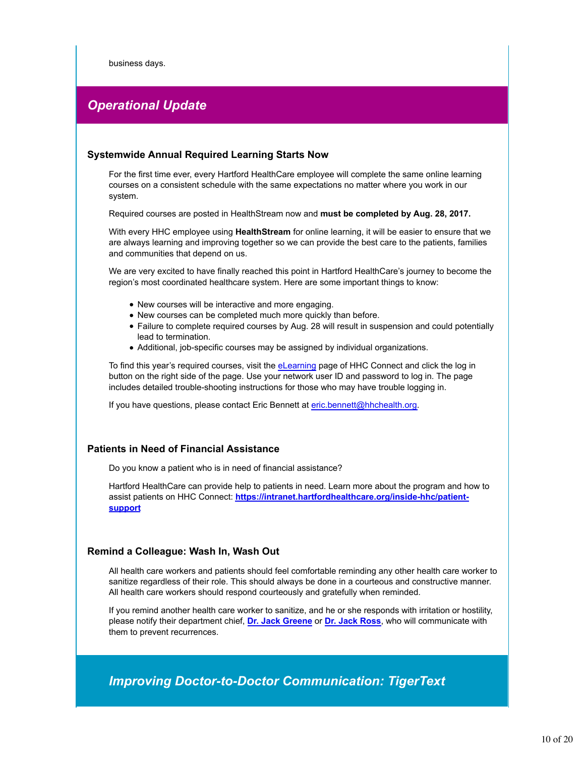business days.

## *Operational Update*

### Systemwide Annual Required Learning Starts Now

For the first time ever, every Hartford HealthCare employee will complete the same online learning courses on a consistent schedule with the same expectations no matter where you work in our system.

Required courses are posted in HealthStream now and **must be completed by Aug. 28, 2017.**

With every HHC employee using **HealthStream** for online learning, it will be easier to ensure that we are always learning and improving together so we can provide the best care to the patients, families and communities that depend on us.

We are very excited to have finally reached this point in Hartford HealthCare's journey to become the region's most coordinated healthcare system. Here are some important things to know:

- New courses will be interactive and more engaging.
- New courses can be completed much more quickly than before.
- Failure to complete required courses by Aug. 28 will result in suspension and could potentially lead to termination.
- Additional, job-specific courses may be assigned by individual organizations.

To find this year's required courses, visit the eLearning page of HHC Connect and click the log in button on the right side of the page. Use your network user ID and password to log in. The page includes detailed trouble-shooting instructions for those who may have trouble logging in.

If you have questions, please contact Eric Bennett at eric.bennett@hhchealth.org.

### Patients in Need of Financial Assistance

Do you know a patient who is in need of financial assistance?

Hartford HealthCare can provide help to patients in need. Learn more about the program and how to assist patients on HHC Connect: **https://intranet.hartfordhealthcare.org/inside-hhc/patient-support**

### Remind a Colleague: Wash In, Wash Out

All health care workers and patients should feel comfortable reminding any other health care worker to sanitize regardless of their role. This should always be done in a courteous and constructive manner. All health care workers should respond courteously and gratefully when reminded.

If you remind another health care worker to sanitize, and he or she responds with irritation or hostility, please notify their department chief, **Dr. Jack Greene** or **Dr. Jack Ross**, who will communicate with them to prevent recurrences.

## *Improving Doctor-to-Doctor Communication: TigerText*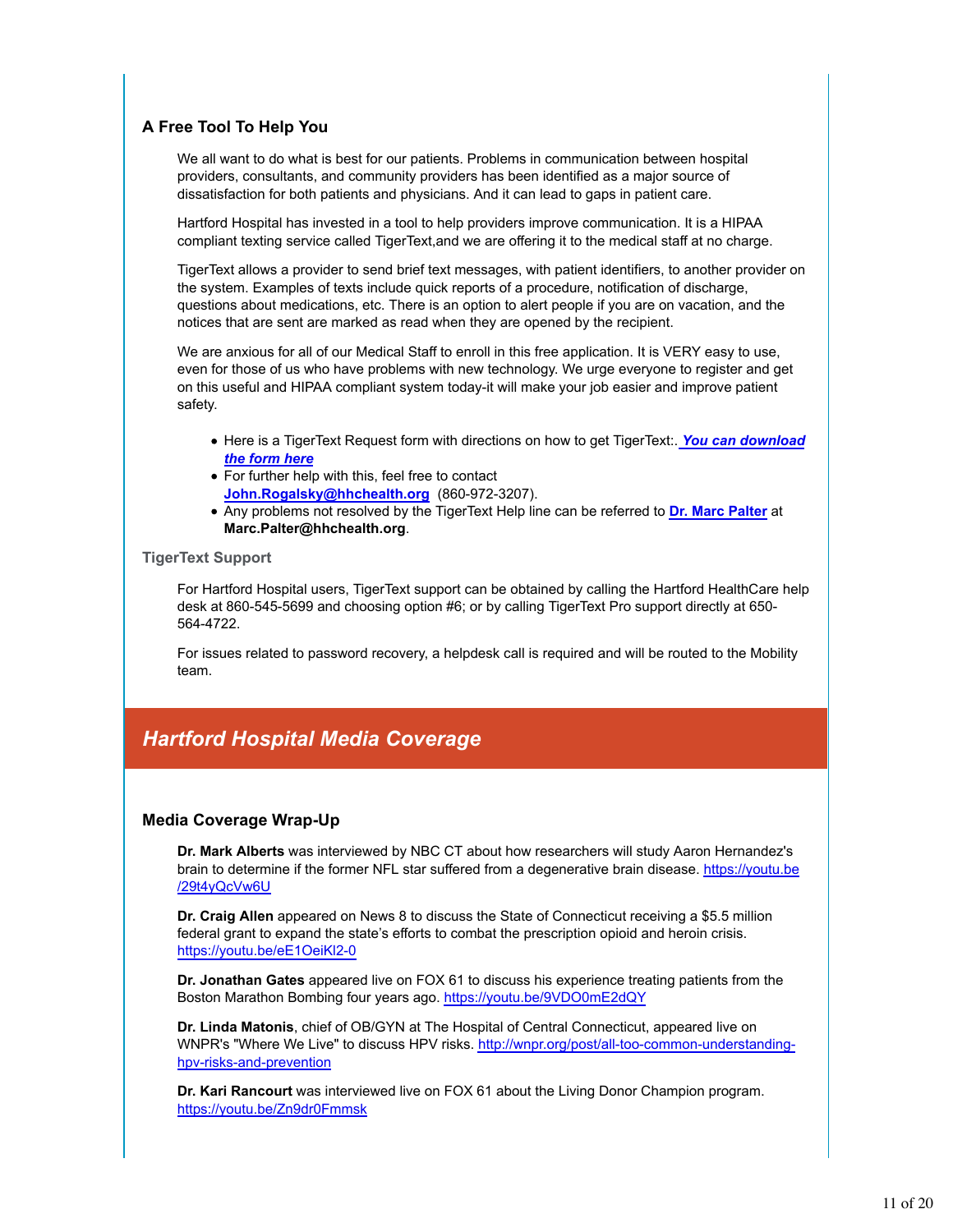### A Free Tool To Help You

We all want to do what is best for our patients. Problems in communication between hospital providers, consultants, and community providers has been identified as a major source of dissatisfaction for both patients and physicians. And it can lead to gaps in patient care.

Hartford Hospital has invested in a tool to help providers improve communication. It is a HIPAA compliant texting service called TigerText,and we are offering it to the medical staff at no charge.

TigerText allows a provider to send brief text messages, with patient identifiers, to another provider on the system. Examples of texts include quick reports of a procedure, notification of discharge, questions about medications, etc. There is an option to alert people if you are on vacation, and the notices that are sent are marked as read when they are opened by the recipient.

We are anxious for all of our Medical Staff to enroll in this free application. It is VERY easy to use, even for those of us who have problems with new technology. We urge everyone to register and get on this useful and HIPAA compliant system today-it will make your job easier and improve patient safety.

- Here is a TigerText Request form with directions on how to get TigerText:. ***You can download the form here***
- For further help with this, feel free to contact **John.Rogalsky@hhchealth.org** (860-972-3207).
- Any problems not resolved by the TigerText Help line can be referred to **Dr. Marc Palter** at **Marc.Palter@hhchealth.org**.

#### TigerText Support

For Hartford Hospital users, TigerText support can be obtained by calling the Hartford HealthCare help desk at 860-545-5699 and choosing option #6; or by calling TigerText Pro support directly at 650-564-4722.

For issues related to password recovery, a helpdesk call is required and will be routed to the Mobility team.

## *Hartford Hospital Media Coverage*

### Media Coverage Wrap-Up

**Dr. Mark Alberts** was interviewed by NBC CT about how researchers will study Aaron Hernandez's brain to determine if the former NFL star suffered from a degenerative brain disease. https://youtu.be/29t4yQcVw6U

**Dr. Craig Allen** appeared on News 8 to discuss the State of Connecticut receiving a $5.5 million federal grant to expand the state's efforts to combat the prescription opioid and heroin crisis. https://youtu.be/eE1OeiKl2-0

**Dr. Jonathan Gates** appeared live on FOX 61 to discuss his experience treating patients from the Boston Marathon Bombing four years ago. https://youtu.be/9VDO0mE2dQY

**Dr. Linda Matonis**, chief of OB/GYN at The Hospital of Central Connecticut, appeared live on WNPR's "Where We Live" to discuss HPV risks. http://wnpr.org/post/all-too-common-understanding-hpv-risks-and-prevention

**Dr. Kari Rancourt** was interviewed live on FOX 61 about the Living Donor Champion program. https://youtu.be/Zn9dr0Fmmsk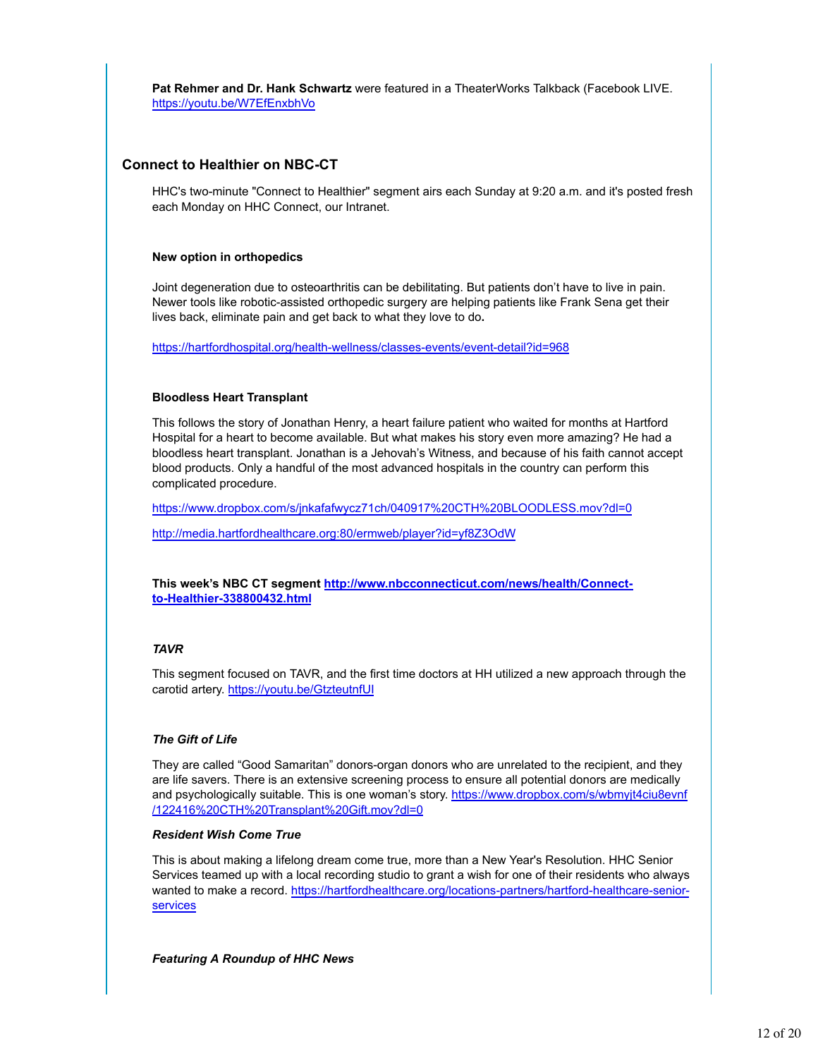**Pat Rehmer and Dr. Hank Schwartz** were featured in a TheaterWorks Talkback (Facebook LIVE. https://youtu.be/W7EfEnxbhVo

## Connect to Healthier on NBC-CT

HHC's two-minute "Connect to Healthier" segment airs each Sunday at 9:20 a.m. and it's posted fresh each Monday on HHC Connect, our Intranet.

**New option in orthopedics**

Joint degeneration due to osteoarthritis can be debilitating. But patients don't have to live in pain. Newer tools like robotic-assisted orthopedic surgery are helping patients like Frank Sena get their lives back, eliminate pain and get back to what they love to do**.**

https://hartfordhospital.org/health-wellness/classes-events/event-detail?id=968

**Bloodless Heart Transplant**

This follows the story of Jonathan Henry, a heart failure patient who waited for months at Hartford Hospital for a heart to become available. But what makes his story even more amazing? He had a bloodless heart transplant. Jonathan is a Jehovah's Witness, and because of his faith cannot accept blood products. Only a handful of the most advanced hospitals in the country can perform this complicated procedure.

https://www.dropbox.com/s/jnkafafwycz71ch/040917%20CTH%20BLOODLESS.mov?dl=0

http://media.hartfordhealthcare.org:80/ermweb/player?id=yf8Z3OdW

**This week's NBC CT segment http://www.nbcconnecticut.com/news/health/Connect-to-Healthier-338800432.html**

***TAVR***

This segment focused on TAVR, and the first time doctors at HH utilized a new approach through the carotid artery. https://youtu.be/GtzteutnfUI

***The Gift of Life***

They are called "Good Samaritan" donors-organ donors who are unrelated to the recipient, and they are life savers. There is an extensive screening process to ensure all potential donors are medically and psychologically suitable. This is one woman's story. https://www.dropbox.com/s/wbmyjt4ciu8evnf/122416%20CTH%20Transplant%20Gift.mov?dl=0

***Resident Wish Come True***

This is about making a lifelong dream come true, more than a New Year's Resolution. HHC Senior Services teamed up with a local recording studio to grant a wish for one of their residents who always wanted to make a record. https://hartfordhealthcare.org/locations-partners/hartford-healthcare-senior-services

***Featuring A Roundup of HHC News***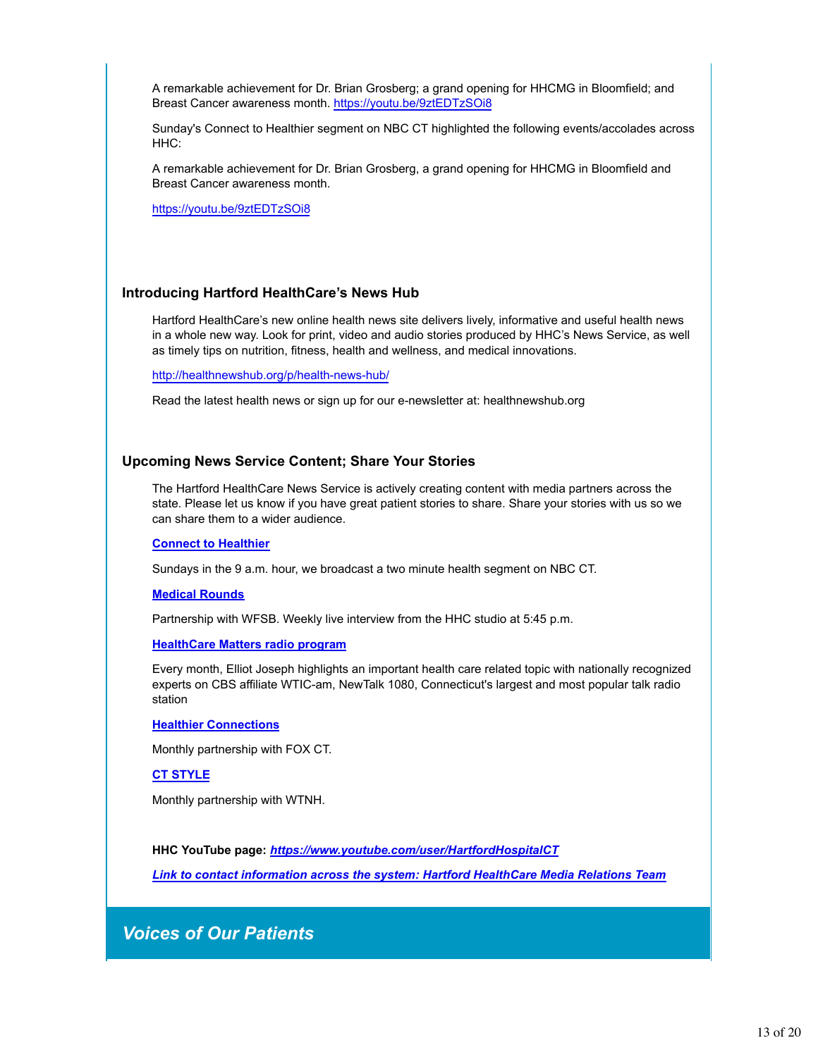A remarkable achievement for Dr. Brian Grosberg; a grand opening for HHCMG in Bloomfield; and Breast Cancer awareness month. https://youtu.be/9ztEDTzSOi8

Sunday's Connect to Healthier segment on NBC CT highlighted the following events/accolades across HHC:

A remarkable achievement for Dr. Brian Grosberg, a grand opening for HHCMG in Bloomfield and Breast Cancer awareness month.

https://youtu.be/9ztEDTzSOi8

### Introducing Hartford HealthCare's News Hub

Hartford HealthCare's new online health news site delivers lively, informative and useful health news in a whole new way. Look for print, video and audio stories produced by HHC's News Service, as well as timely tips on nutrition, fitness, health and wellness, and medical innovations.

http://healthnewshub.org/p/health-news-hub/

Read the latest health news or sign up for our e-newsletter at: healthnewshub.org

### Upcoming News Service Content; Share Your Stories

The Hartford HealthCare News Service is actively creating content with media partners across the state. Please let us know if you have great patient stories to share. Share your stories with us so we can share them to a wider audience.

**Connect to Healthier**

Sundays in the 9 a.m. hour, we broadcast a two minute health segment on NBC CT.

**Medical Rounds**

Partnership with WFSB. Weekly live interview from the HHC studio at 5:45 p.m.

**HealthCare Matters radio program**

Every month, Elliot Joseph highlights an important health care related topic with nationally recognized experts on CBS affiliate WTIC-am, NewTalk 1080, Connecticut's largest and most popular talk radio station

**Healthier Connections**

Monthly partnership with FOX CT.

**CT STYLE**

Monthly partnership with WTNH.

**HHC YouTube page:** ***https://www.youtube.com/user/HartfordHospitalCT***

***Link to contact information across the system: Hartford HealthCare Media Relations Team***

## *Voices of Our Patients*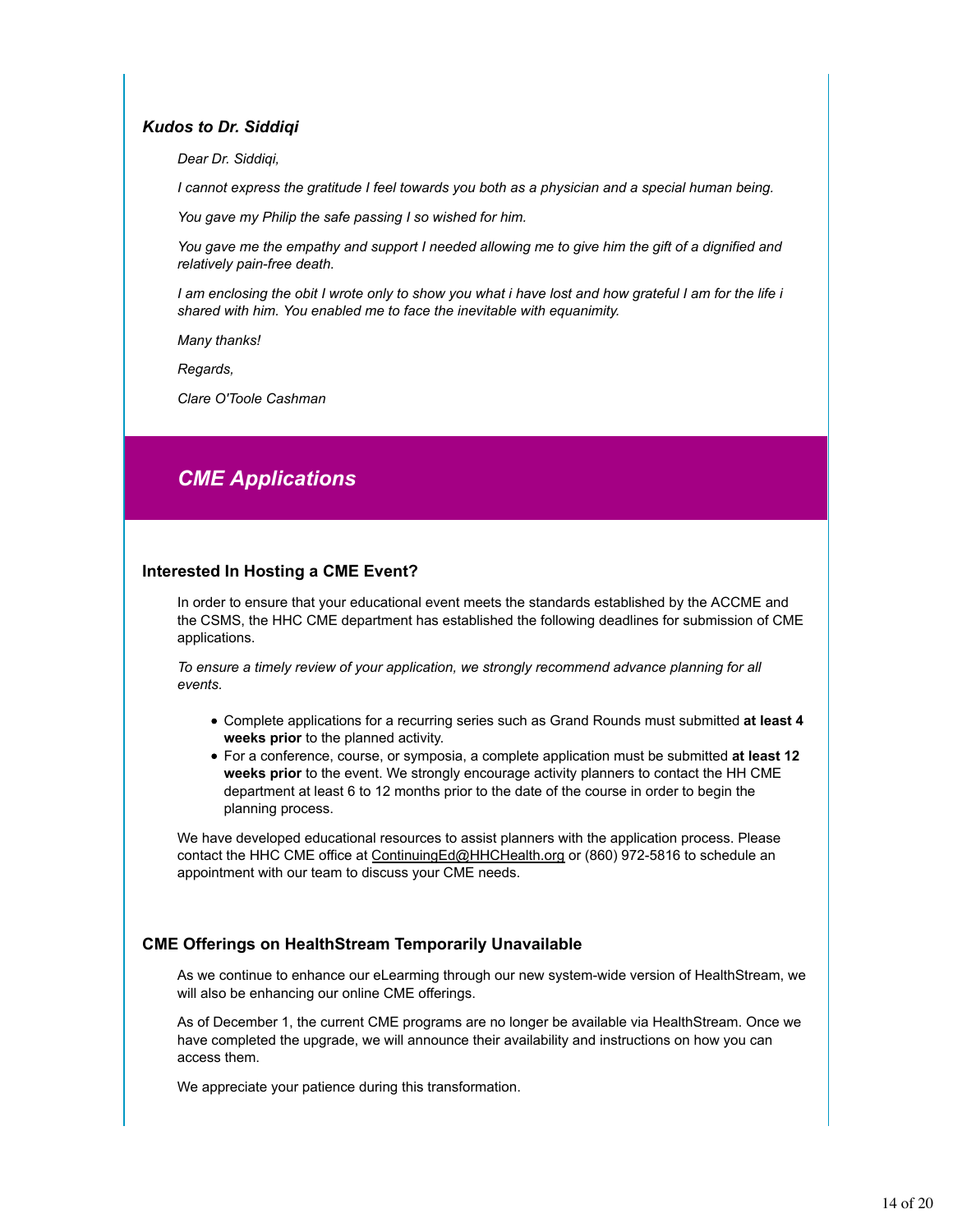### *Kudos to Dr. Siddiqi*

*Dear Dr. Siddiqi,*

*I cannot express the gratitude I feel towards you both as a physician and a special human being.*

*You gave my Philip the safe passing I so wished for him.*

*You gave me the empathy and support I needed allowing me to give him the gift of a dignified and relatively pain-free death.*

*I am enclosing the obit I wrote only to show you what i have lost and how grateful I am for the life i shared with him. You enabled me to face the inevitable with equanimity.*

*Many thanks!*

*Regards,*

*Clare O'Toole Cashman*

## *CME Applications*

### Interested In Hosting a CME Event?

In order to ensure that your educational event meets the standards established by the ACCME and the CSMS, the HHC CME department has established the following deadlines for submission of CME applications.

*To ensure a timely review of your application, we strongly recommend advance planning for all events.*

- Complete applications for a recurring series such as Grand Rounds must submitted **at least 4 weeks prior** to the planned activity.
- For a conference, course, or symposia, a complete application must be submitted **at least 12 weeks prior** to the event. We strongly encourage activity planners to contact the HH CME department at least 6 to 12 months prior to the date of the course in order to begin the planning process.

We have developed educational resources to assist planners with the application process. Please contact the HHC CME office at ContinuingEd@HHCHealth.org or (860) 972-5816 to schedule an appointment with our team to discuss your CME needs.

### CME Offerings on HealthStream Temporarily Unavailable

As we continue to enhance our eLearning through our new system-wide version of HealthStream, we will also be enhancing our online CME offerings.

As of December 1, the current CME programs are no longer be available via HealthStream. Once we have completed the upgrade, we will announce their availability and instructions on how you can access them.

We appreciate your patience during this transformation.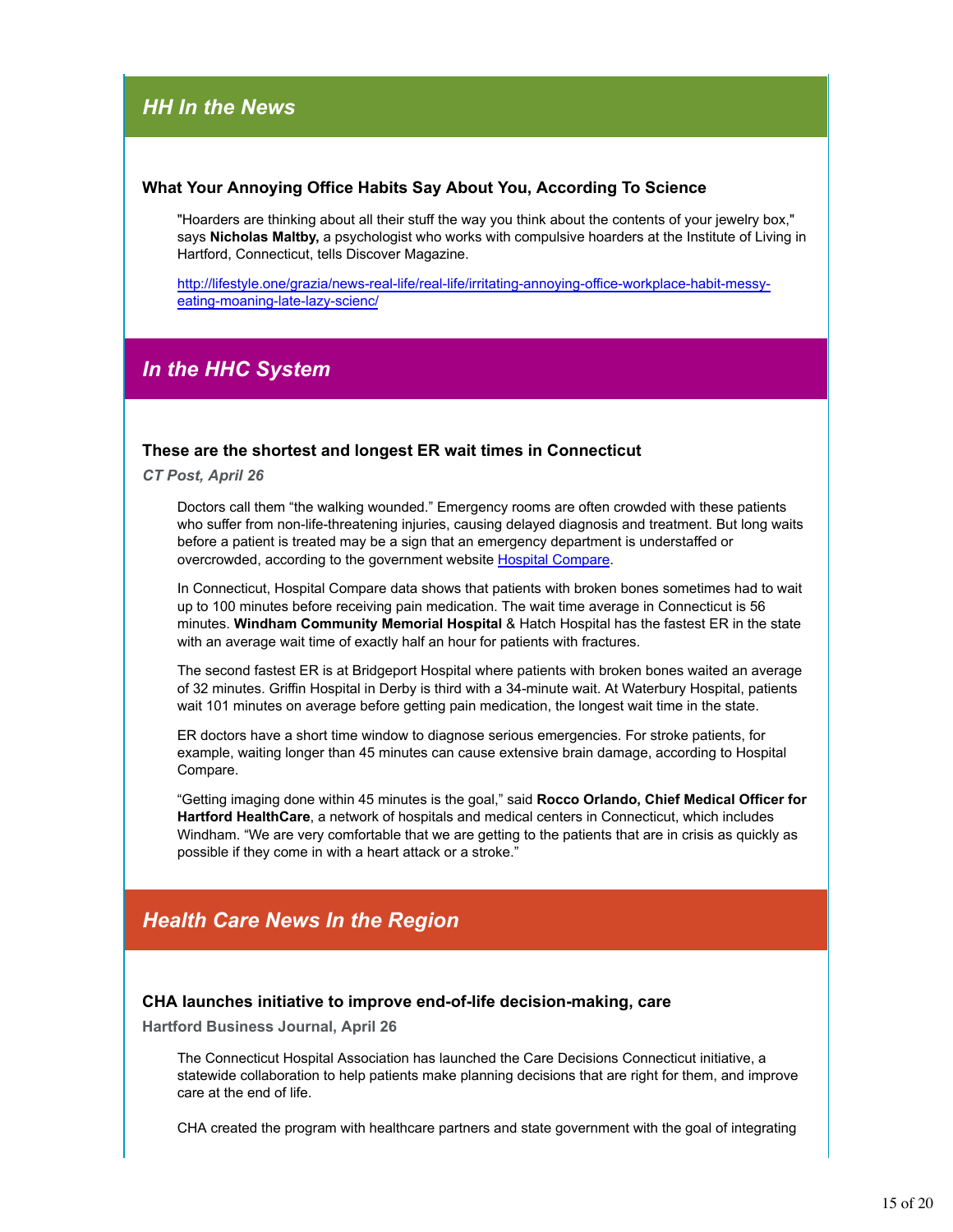## *HH In the News*

### What Your Annoying Office Habits Say About You, According To Science

"Hoarders are thinking about all their stuff the way you think about the contents of your jewelry box," says **Nicholas Maltby,** a psychologist who works with compulsive hoarders at the Institute of Living in Hartford, Connecticut, tells Discover Magazine.

http://lifestyle.one/grazia/news-real-life/real-life/irritating-annoying-office-workplace-habit-messy-eating-moaning-late-lazy-scienc/

## *In the HHC System*

### These are the shortest and longest ER wait times in Connecticut

***CT Post, April 26***

Doctors call them "the walking wounded." Emergency rooms are often crowded with these patients who suffer from non-life-threatening injuries, causing delayed diagnosis and treatment. But long waits before a patient is treated may be a sign that an emergency department is understaffed or overcrowded, according to the government website Hospital Compare.

In Connecticut, Hospital Compare data shows that patients with broken bones sometimes had to wait up to 100 minutes before receiving pain medication. The wait time average in Connecticut is 56 minutes. **Windham Community Memorial Hospital** & Hatch Hospital has the fastest ER in the state with an average wait time of exactly half an hour for patients with fractures.

The second fastest ER is at Bridgeport Hospital where patients with broken bones waited an average of 32 minutes. Griffin Hospital in Derby is third with a 34-minute wait. At Waterbury Hospital, patients wait 101 minutes on average before getting pain medication, the longest wait time in the state.

ER doctors have a short time window to diagnose serious emergencies. For stroke patients, for example, waiting longer than 45 minutes can cause extensive brain damage, according to Hospital Compare.

"Getting imaging done within 45 minutes is the goal," said **Rocco Orlando, Chief Medical Officer for Hartford HealthCare**, a network of hospitals and medical centers in Connecticut, which includes Windham. "We are very comfortable that we are getting to the patients that are in crisis as quickly as possible if they come in with a heart attack or a stroke."

## *Health Care News In the Region*

### CHA launches initiative to improve end-of-life decision-making, care

**Hartford Business Journal, April 26**

The Connecticut Hospital Association has launched the Care Decisions Connecticut initiative, a statewide collaboration to help patients make planning decisions that are right for them, and improve care at the end of life.

CHA created the program with healthcare partners and state government with the goal of integrating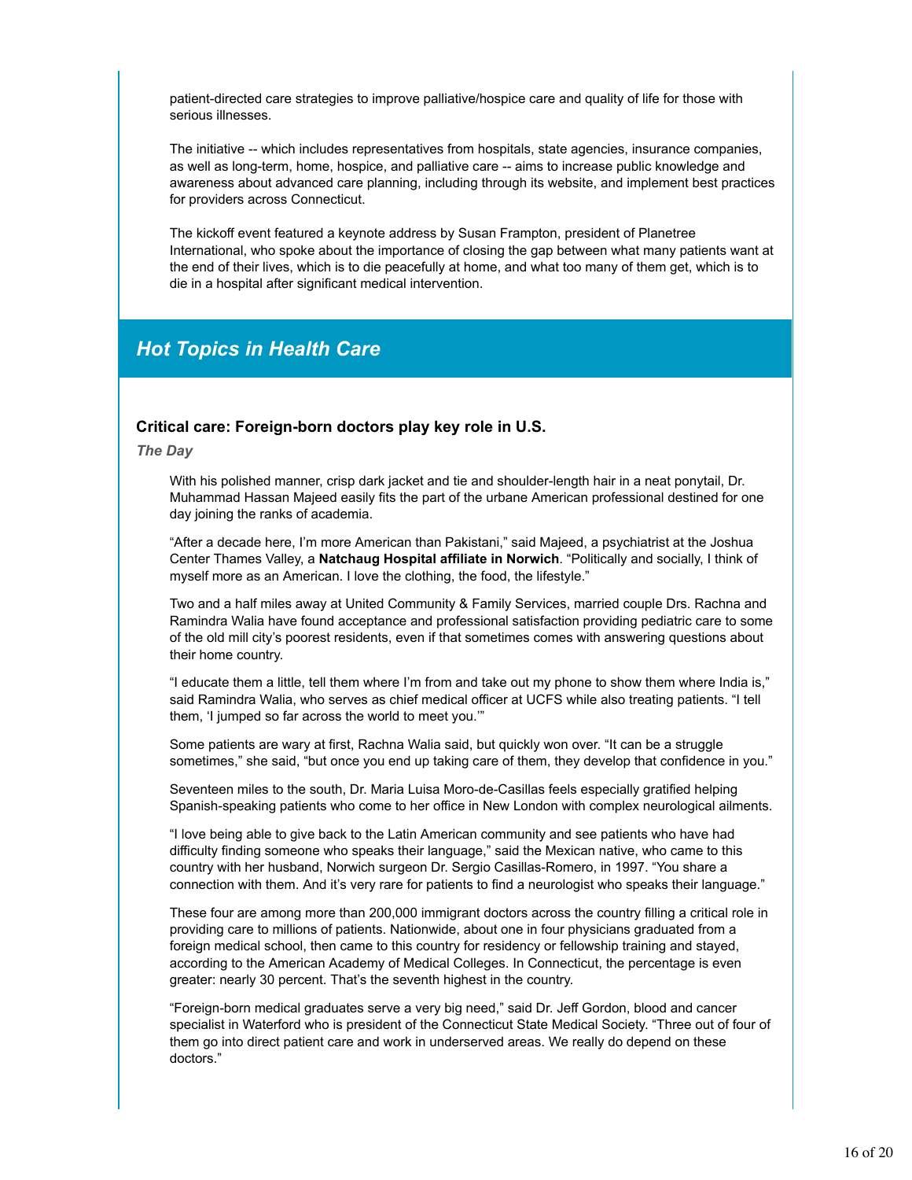patient-directed care strategies to improve palliative/hospice care and quality of life for those with serious illnesses.

The initiative -- which includes representatives from hospitals, state agencies, insurance companies, as well as long-term, home, hospice, and palliative care -- aims to increase public knowledge and awareness about advanced care planning, including through its website, and implement best practices for providers across Connecticut.

The kickoff event featured a keynote address by Susan Frampton, president of Planetree International, who spoke about the importance of closing the gap between what many patients want at the end of their lives, which is to die peacefully at home, and what too many of them get, which is to die in a hospital after significant medical intervention.

## *Hot Topics in Health Care*

### Critical care: Foreign-born doctors play key role in U.S.

***The Day***

With his polished manner, crisp dark jacket and tie and shoulder-length hair in a neat ponytail, Dr. Muhammad Hassan Majeed easily fits the part of the urbane American professional destined for one day joining the ranks of academia.

"After a decade here, I'm more American than Pakistani," said Majeed, a psychiatrist at the Joshua Center Thames Valley, a **Natchaug Hospital affiliate in Norwich**. "Politically and socially, I think of myself more as an American. I love the clothing, the food, the lifestyle."

Two and a half miles away at United Community & Family Services, married couple Drs. Rachna and Ramindra Walia have found acceptance and professional satisfaction providing pediatric care to some of the old mill city's poorest residents, even if that sometimes comes with answering questions about their home country.

"I educate them a little, tell them where I'm from and take out my phone to show them where India is," said Ramindra Walia, who serves as chief medical officer at UCFS while also treating patients. "I tell them, 'I jumped so far across the world to meet you.'"

Some patients are wary at first, Rachna Walia said, but quickly won over. "It can be a struggle sometimes," she said, "but once you end up taking care of them, they develop that confidence in you."

Seventeen miles to the south, Dr. Maria Luisa Moro-de-Casillas feels especially gratified helping Spanish-speaking patients who come to her office in New London with complex neurological ailments.

"I love being able to give back to the Latin American community and see patients who have had difficulty finding someone who speaks their language," said the Mexican native, who came to this country with her husband, Norwich surgeon Dr. Sergio Casillas-Romero, in 1997. "You share a connection with them. And it's very rare for patients to find a neurologist who speaks their language."

These four are among more than 200,000 immigrant doctors across the country filling a critical role in providing care to millions of patients. Nationwide, about one in four physicians graduated from a foreign medical school, then came to this country for residency or fellowship training and stayed, according to the American Academy of Medical Colleges. In Connecticut, the percentage is even greater: nearly 30 percent. That's the seventh highest in the country.

"Foreign-born medical graduates serve a very big need," said Dr. Jeff Gordon, blood and cancer specialist in Waterford who is president of the Connecticut State Medical Society. "Three out of four of them go into direct patient care and work in underserved areas. We really do depend on these doctors."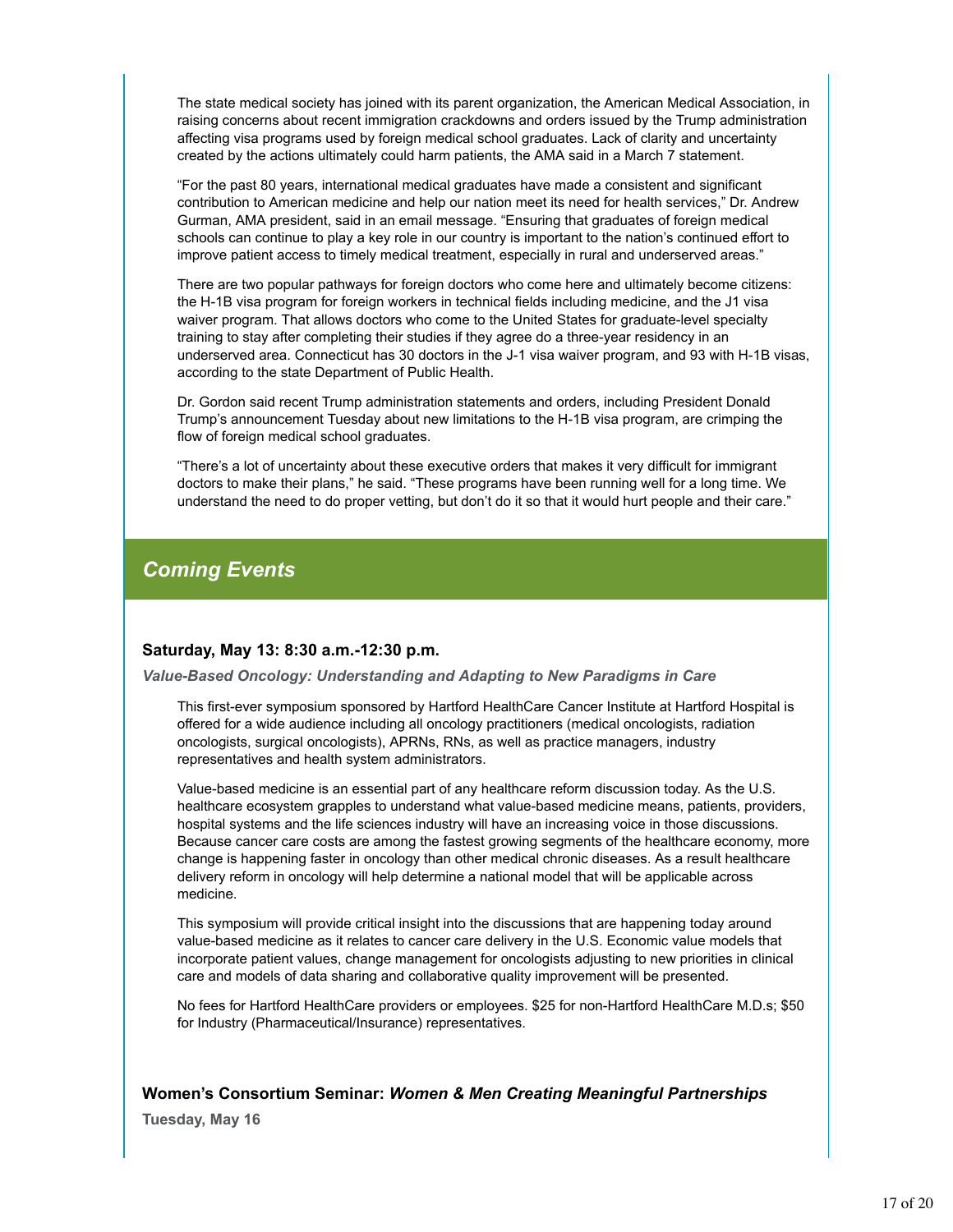The state medical society has joined with its parent organization, the American Medical Association, in raising concerns about recent immigration crackdowns and orders issued by the Trump administration affecting visa programs used by foreign medical school graduates. Lack of clarity and uncertainty created by the actions ultimately could harm patients, the AMA said in a March 7 statement.

"For the past 80 years, international medical graduates have made a consistent and significant contribution to American medicine and help our nation meet its need for health services," Dr. Andrew Gurman, AMA president, said in an email message. "Ensuring that graduates of foreign medical schools can continue to play a key role in our country is important to the nation's continued effort to improve patient access to timely medical treatment, especially in rural and underserved areas."

There are two popular pathways for foreign doctors who come here and ultimately become citizens: the H-1B visa program for foreign workers in technical fields including medicine, and the J1 visa waiver program. That allows doctors who come to the United States for graduate-level specialty training to stay after completing their studies if they agree do a three-year residency in an underserved area. Connecticut has 30 doctors in the J-1 visa waiver program, and 93 with H-1B visas, according to the state Department of Public Health.

Dr. Gordon said recent Trump administration statements and orders, including President Donald Trump's announcement Tuesday about new limitations to the H-1B visa program, are crimping the flow of foreign medical school graduates.

"There's a lot of uncertainty about these executive orders that makes it very difficult for immigrant doctors to make their plans," he said. "These programs have been running well for a long time. We understand the need to do proper vetting, but don't do it so that it would hurt people and their care."

## *Coming Events*

### Saturday, May 13: 8:30 a.m.-12:30 p.m.

***Value-Based Oncology: Understanding and Adapting to New Paradigms in Care***

This first-ever symposium sponsored by Hartford HealthCare Cancer Institute at Hartford Hospital is offered for a wide audience including all oncology practitioners (medical oncologists, radiation oncologists, surgical oncologists), APRNs, RNs, as well as practice managers, industry representatives and health system administrators.

Value-based medicine is an essential part of any healthcare reform discussion today. As the U.S. healthcare ecosystem grapples to understand what value-based medicine means, patients, providers, hospital systems and the life sciences industry will have an increasing voice in those discussions. Because cancer care costs are among the fastest growing segments of the healthcare economy, more change is happening faster in oncology than other medical chronic diseases. As a result healthcare delivery reform in oncology will help determine a national model that will be applicable across medicine.

This symposium will provide critical insight into the discussions that are happening today around value-based medicine as it relates to cancer care delivery in the U.S. Economic value models that incorporate patient values, change management for oncologists adjusting to new priorities in clinical care and models of data sharing and collaborative quality improvement will be presented.

No fees for Hartford HealthCare providers or employees. $25 for non-Hartford HealthCare M.D.s; $50 for Industry (Pharmaceutical/Insurance) representatives.

### Women's Consortium Seminar: *Women & Men Creating Meaningful Partnerships*

**Tuesday, May 16**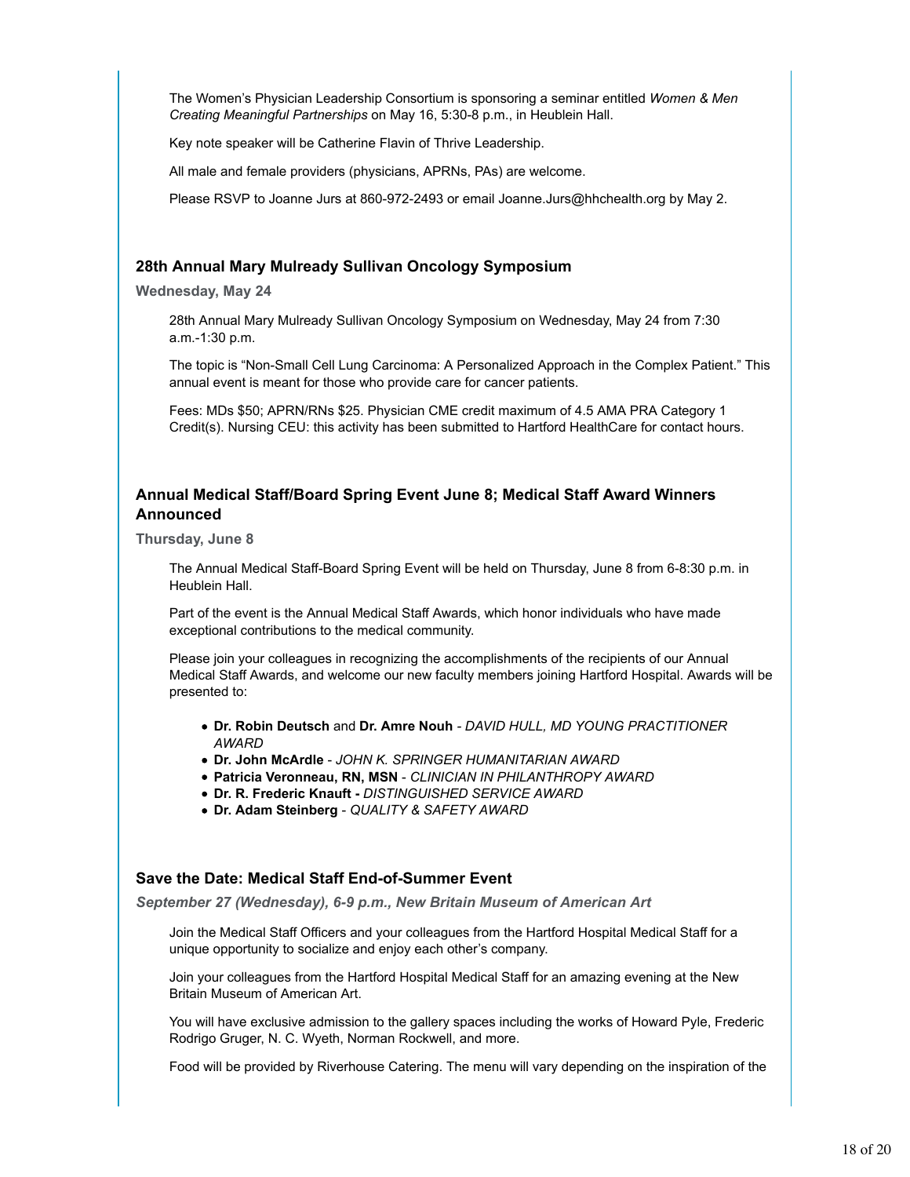The Women's Physician Leadership Consortium is sponsoring a seminar entitled *Women & Men Creating Meaningful Partnerships* on May 16, 5:30-8 p.m., in Heublein Hall.

Key note speaker will be Catherine Flavin of Thrive Leadership.

All male and female providers (physicians, APRNs, PAs) are welcome.

Please RSVP to Joanne Jurs at 860-972-2493 or email Joanne.Jurs@hhchealth.org by May 2.

### 28th Annual Mary Mulready Sullivan Oncology Symposium

**Wednesday, May 24**

28th Annual Mary Mulready Sullivan Oncology Symposium on Wednesday, May 24 from 7:30 a.m.-1:30 p.m.

The topic is "Non-Small Cell Lung Carcinoma: A Personalized Approach in the Complex Patient." This annual event is meant for those who provide care for cancer patients.

Fees: MDs $50; APRN/RNs $25. Physician CME credit maximum of 4.5 AMA PRA Category 1 Credit(s). Nursing CEU: this activity has been submitted to Hartford HealthCare for contact hours.

### Annual Medical Staff/Board Spring Event June 8; Medical Staff Award Winners Announced

**Thursday, June 8**

The Annual Medical Staff-Board Spring Event will be held on Thursday, June 8 from 6-8:30 p.m. in Heublein Hall.

Part of the event is the Annual Medical Staff Awards, which honor individuals who have made exceptional contributions to the medical community.

Please join your colleagues in recognizing the accomplishments of the recipients of our Annual Medical Staff Awards, and welcome our new faculty members joining Hartford Hospital. Awards will be presented to:

- **Dr. Robin Deutsch** and **Dr. Amre Nouh** - *DAVID HULL, MD YOUNG PRACTITIONER AWARD*
- **Dr. John McArdle** - *JOHN K. SPRINGER HUMANITARIAN AWARD*
- **Patricia Veronneau, RN, MSN** - *CLINICIAN IN PHILANTHROPY AWARD*
- **Dr. R. Frederic Knauft -** *DISTINGUISHED SERVICE AWARD*
- **Dr. Adam Steinberg** - *QUALITY & SAFETY AWARD*

### Save the Date: Medical Staff End-of-Summer Event

***September 27 (Wednesday), 6-9 p.m., New Britain Museum of American Art***

Join the Medical Staff Officers and your colleagues from the Hartford Hospital Medical Staff for a unique opportunity to socialize and enjoy each other's company.

Join your colleagues from the Hartford Hospital Medical Staff for an amazing evening at the New Britain Museum of American Art.

You will have exclusive admission to the gallery spaces including the works of Howard Pyle, Frederic Rodrigo Gruger, N. C. Wyeth, Norman Rockwell, and more.

Food will be provided by Riverhouse Catering. The menu will vary depending on the inspiration of the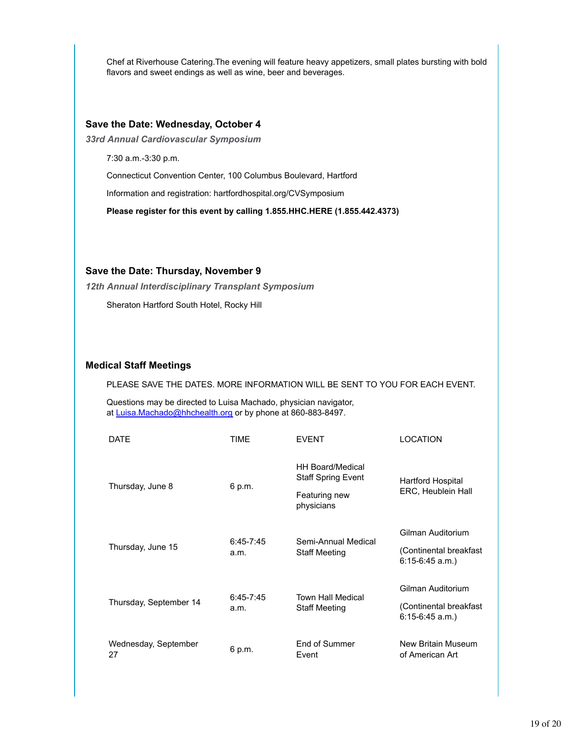Chef at Riverhouse Catering.The evening will feature heavy appetizers, small plates bursting with bold flavors and sweet endings as well as wine, beer and beverages.

### Save the Date: Wednesday, October 4

***33rd Annual Cardiovascular Symposium***

7:30 a.m.-3:30 p.m.

Connecticut Convention Center, 100 Columbus Boulevard, Hartford

Information and registration: hartfordhospital.org/CVSymposium

**Please register for this event by calling 1.855.HHC.HERE (1.855.442.4373)**

### Save the Date: Thursday, November 9

***12th Annual Interdisciplinary Transplant Symposium***

Sheraton Hartford South Hotel, Rocky Hill

### Medical Staff Meetings

PLEASE SAVE THE DATES. MORE INFORMATION WILL BE SENT TO YOU FOR EACH EVENT.

Questions may be directed to Luisa Machado, physician navigator, at Luisa.Machado@hhchealth.org or by phone at 860-883-8497.

| DATE | TIME | EVENT | LOCATION |
|---|---|---|---|
| Thursday, June 8 | 6 p.m. | HH Board/Medical Staff Spring Event<br>Featuring new physicians | Hartford Hospital ERC, Heublein Hall |
| Thursday, June 15 | 6:45-7:45 a.m. | Semi-Annual Medical Staff Meeting | Gilman Auditorium<br>(Continental breakfast 6:15-6:45 a.m.) |
| Thursday, September 14 | 6:45-7:45 a.m. | Town Hall Medical Staff Meeting | Gilman Auditorium<br>(Continental breakfast 6:15-6:45 a.m.) |
| Wednesday, September 27 | 6 p.m. | End of Summer Event | New Britain Museum of American Art |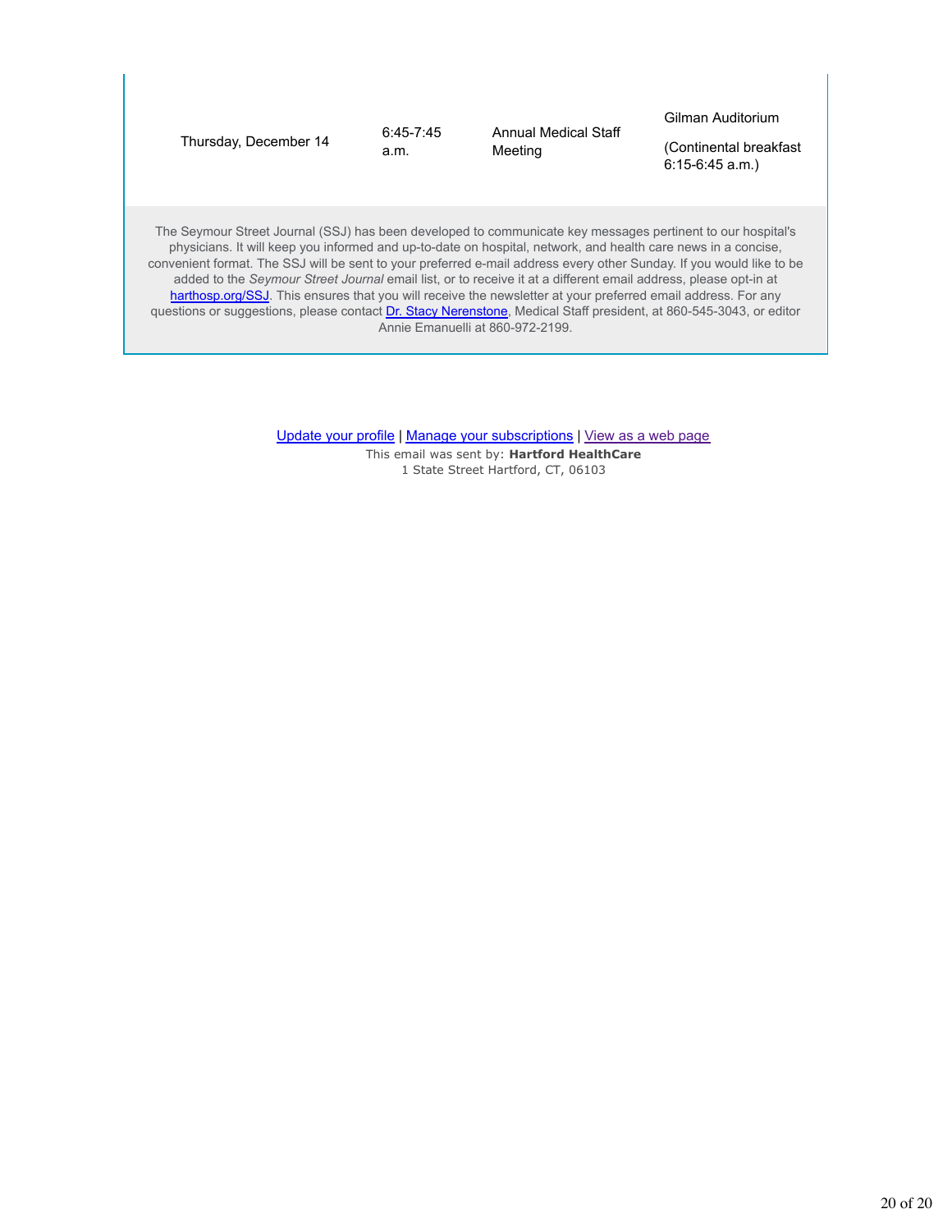| | | | |
|---|---|---|---|
| Thursday, December 14 | 6:45-7:45 a.m. | Annual Medical Staff Meeting | Gilman Auditorium<br><br>(Continental breakfast 6:15-6:45 a.m.) |

The Seymour Street Journal (SSJ) has been developed to communicate key messages pertinent to our hospital's physicians. It will keep you informed and up-to-date on hospital, network, and health care news in a concise, convenient format. The SSJ will be sent to your preferred e-mail address every other Sunday. If you would like to be added to the *Seymour Street Journal* email list, or to receive it at a different email address, please opt-in at harthosp.org/SSJ. This ensures that you will receive the newsletter at your preferred email address. For any questions or suggestions, please contact Dr. Stacy Nerenstone, Medical Staff president, at 860-545-3043, or editor Annie Emanuelli at 860-972-2199.

Update your profile | Manage your subscriptions | View as a web page

This email was sent by: **Hartford HealthCare**
1 State Street Hartford, CT, 06103